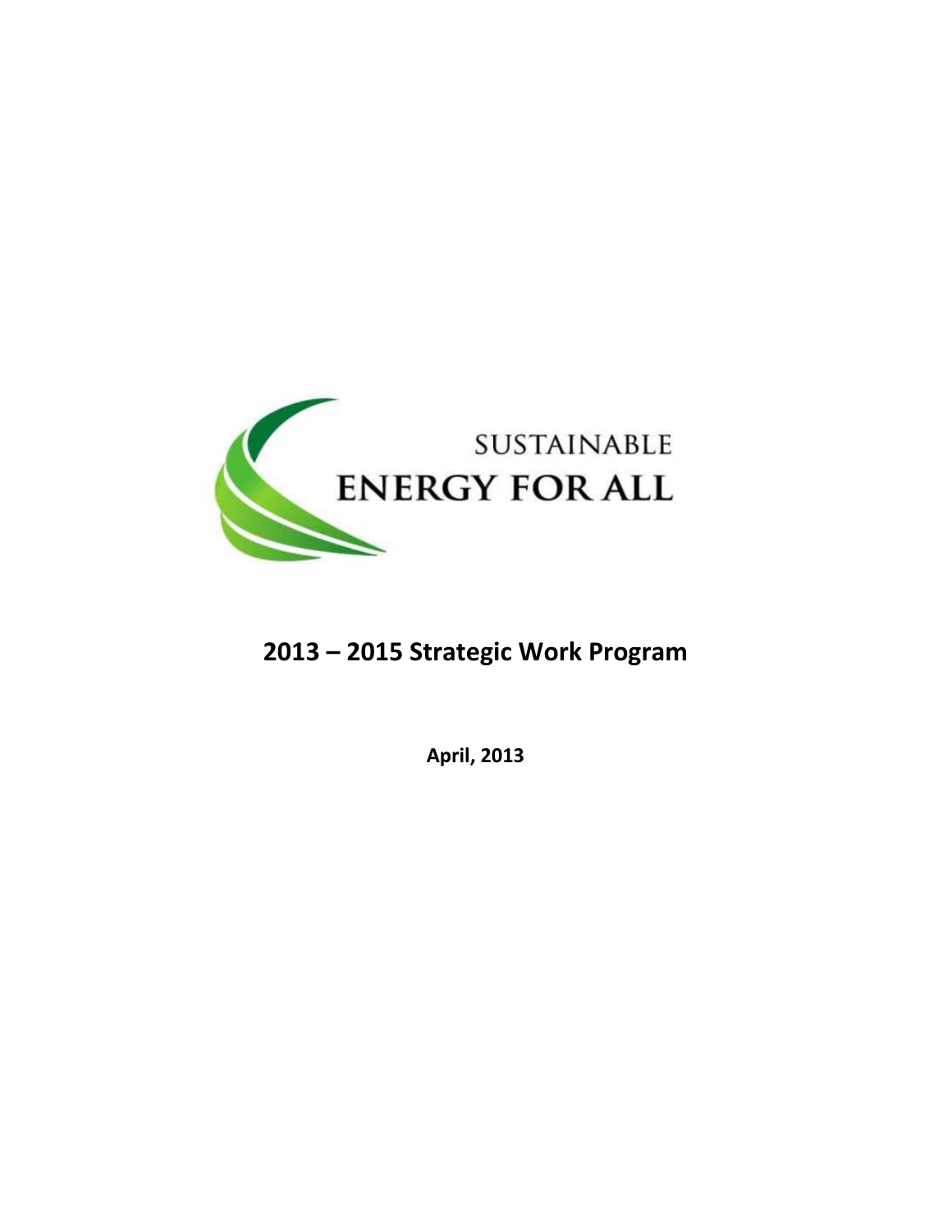SUSTAINABLE
ENERGY FOR ALL

# 2013 – 2015 Strategic Work Program

**April, 2013**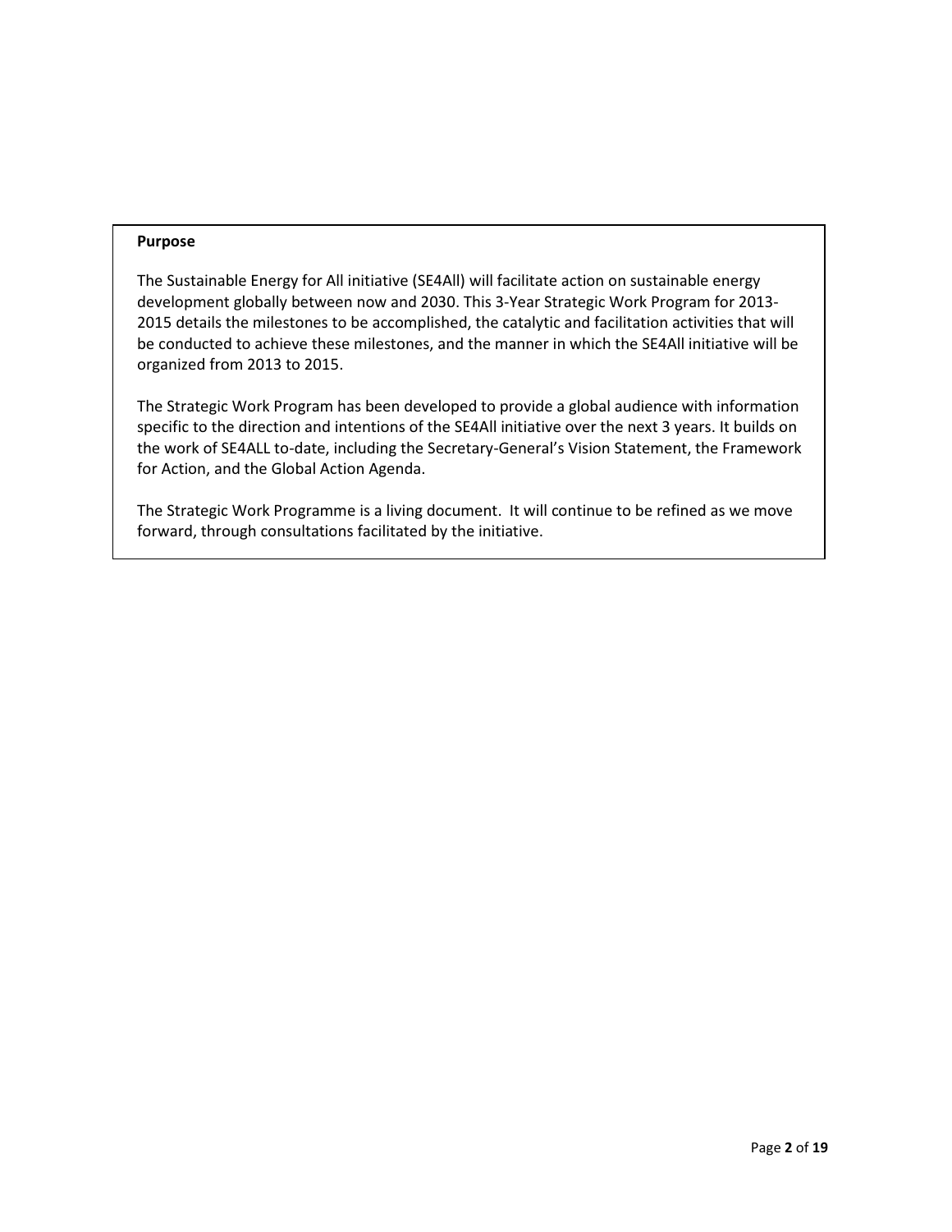**Purpose**

The Sustainable Energy for All initiative (SE4All) will facilitate action on sustainable energy development globally between now and 2030. This 3-Year Strategic Work Program for 2013-2015 details the milestones to be accomplished, the catalytic and facilitation activities that will be conducted to achieve these milestones, and the manner in which the SE4All initiative will be organized from 2013 to 2015.

The Strategic Work Program has been developed to provide a global audience with information specific to the direction and intentions of the SE4All initiative over the next 3 years. It builds on the work of SE4ALL to-date, including the Secretary-General's Vision Statement, the Framework for Action, and the Global Action Agenda.

The Strategic Work Programme is a living document. It will continue to be refined as we move forward, through consultations facilitated by the initiative.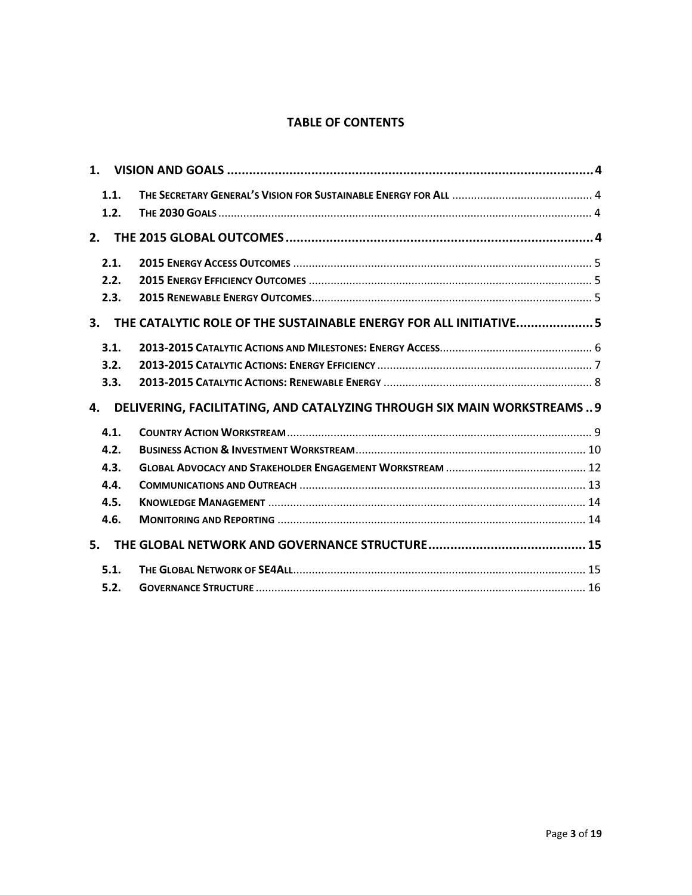# TABLE OF CONTENTS

**1. VISION AND GOALS .......... 4**

- **1.1. The Secretary General's Vision for Sustainable Energy for All** .......... 4
- **1.2. The 2030 Goals** .......... 4

**2. THE 2015 GLOBAL OUTCOMES .......... 4**

- **2.1. 2015 Energy Access Outcomes** .......... 5
- **2.2. 2015 Energy Efficiency Outcomes** .......... 5
- **2.3. 2015 Renewable Energy Outcomes** .......... 5

**3. THE CATALYTIC ROLE OF THE SUSTAINABLE ENERGY FOR ALL INITIATIVE .......... 5**

- **3.1. 2013-2015 Catalytic Actions and Milestones: Energy Access** .......... 6
- **3.2. 2013-2015 Catalytic Actions: Energy Efficiency** .......... 7
- **3.3. 2013-2015 Catalytic Actions: Renewable Energy** .......... 8

**4. DELIVERING, FACILITATING, AND CATALYZING THROUGH SIX MAIN WORKSTREAMS .. 9**

- **4.1. Country Action Workstream** .......... 9
- **4.2. Business Action & Investment Workstream** .......... 10
- **4.3. Global Advocacy and Stakeholder Engagement Workstream** .......... 12
- **4.4. Communications and Outreach** .......... 13
- **4.5. Knowledge Management** .......... 14
- **4.6. Monitoring and Reporting** .......... 14

**5. THE GLOBAL NETWORK AND GOVERNANCE STRUCTURE .......... 15**

- **5.1. The Global Network of SE4All** .......... 15
- **5.2. Governance Structure** .......... 16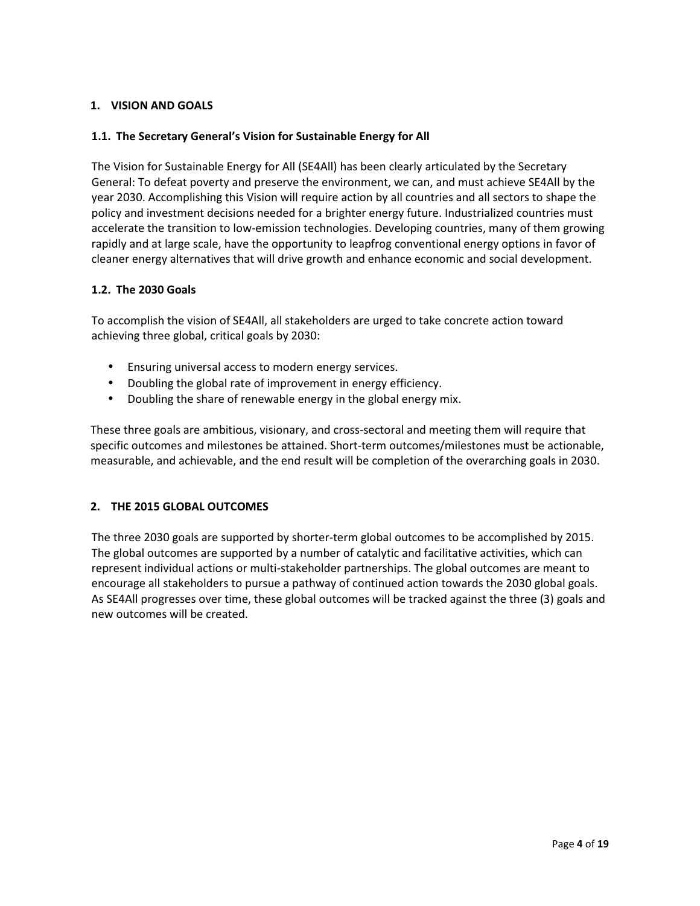## 1. VISION AND GOALS

### 1.1. The Secretary General's Vision for Sustainable Energy for All

The Vision for Sustainable Energy for All (SE4All) has been clearly articulated by the Secretary General: To defeat poverty and preserve the environment, we can, and must achieve SE4All by the year 2030. Accomplishing this Vision will require action by all countries and all sectors to shape the policy and investment decisions needed for a brighter energy future. Industrialized countries must accelerate the transition to low-emission technologies. Developing countries, many of them growing rapidly and at large scale, have the opportunity to leapfrog conventional energy options in favor of cleaner energy alternatives that will drive growth and enhance economic and social development.

### 1.2. The 2030 Goals

To accomplish the vision of SE4All, all stakeholders are urged to take concrete action toward achieving three global, critical goals by 2030:

- Ensuring universal access to modern energy services.
- Doubling the global rate of improvement in energy efficiency.
- Doubling the share of renewable energy in the global energy mix.

These three goals are ambitious, visionary, and cross-sectoral and meeting them will require that specific outcomes and milestones be attained. Short-term outcomes/milestones must be actionable, measurable, and achievable, and the end result will be completion of the overarching goals in 2030.

## 2. THE 2015 GLOBAL OUTCOMES

The three 2030 goals are supported by shorter-term global outcomes to be accomplished by 2015. The global outcomes are supported by a number of catalytic and facilitative activities, which can represent individual actions or multi-stakeholder partnerships. The global outcomes are meant to encourage all stakeholders to pursue a pathway of continued action towards the 2030 global goals. As SE4All progresses over time, these global outcomes will be tracked against the three (3) goals and new outcomes will be created.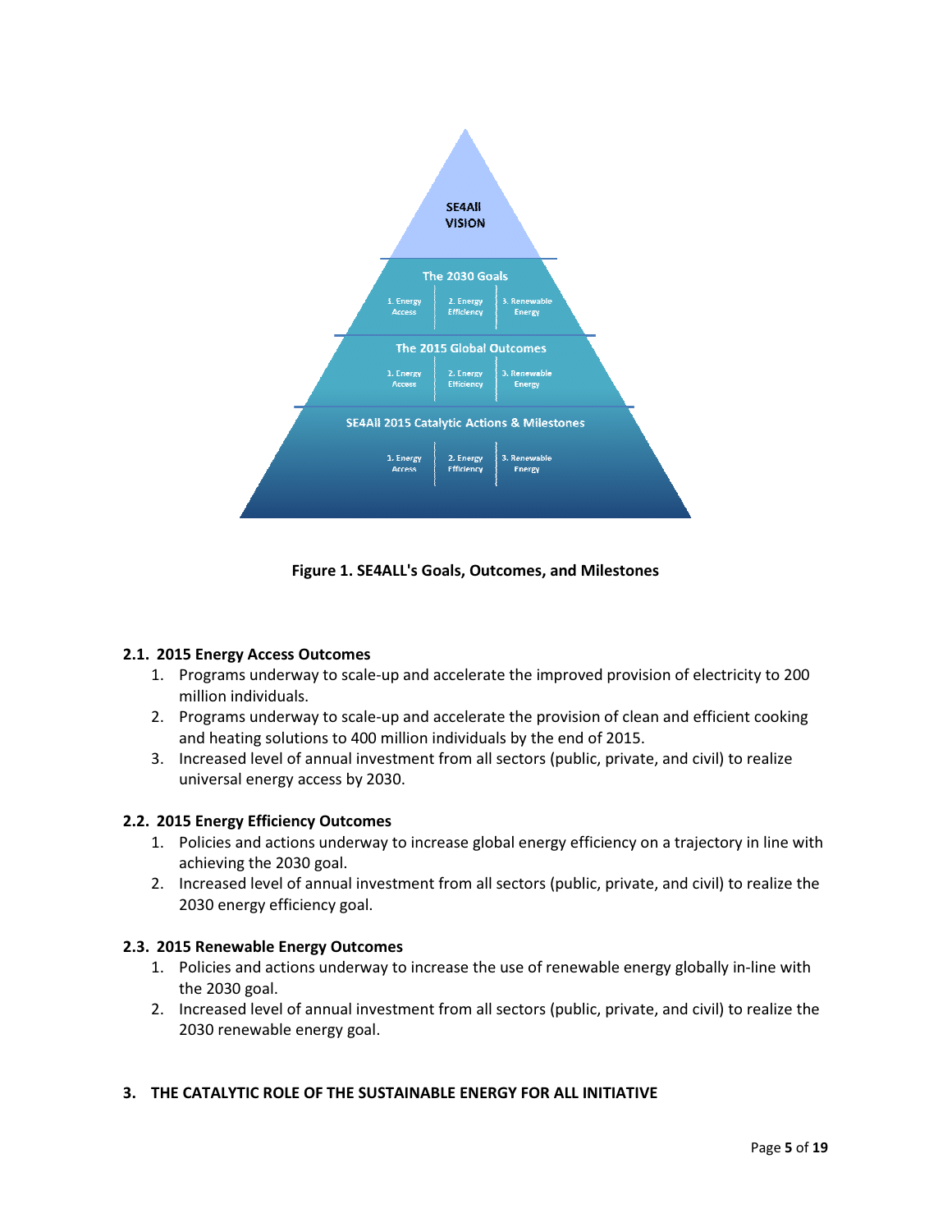SE4All VISION

The 2030 Goals

1. Energy Access | 2. Energy Efficiency | 3. Renewable Energy

The 2015 Global Outcomes

1. Energy Access | 2. Energy Efficiency | 3. Renewable Energy

SE4All 2015 Catalytic Actions & Milestones

1. Energy Access | 2. Energy Efficiency | 3. Renewable Energy

**Figure 1. SE4ALL's Goals, Outcomes, and Milestones**

### 2.1. 2015 Energy Access Outcomes

1. Programs underway to scale-up and accelerate the improved provision of electricity to 200 million individuals.
2. Programs underway to scale-up and accelerate the provision of clean and efficient cooking and heating solutions to 400 million individuals by the end of 2015.
3. Increased level of annual investment from all sectors (public, private, and civil) to realize universal energy access by 2030.

### 2.2. 2015 Energy Efficiency Outcomes

1. Policies and actions underway to increase global energy efficiency on a trajectory in line with achieving the 2030 goal.
2. Increased level of annual investment from all sectors (public, private, and civil) to realize the 2030 energy efficiency goal.

### 2.3. 2015 Renewable Energy Outcomes

1. Policies and actions underway to increase the use of renewable energy globally in-line with the 2030 goal.
2. Increased level of annual investment from all sectors (public, private, and civil) to realize the 2030 renewable energy goal.

## 3. THE CATALYTIC ROLE OF THE SUSTAINABLE ENERGY FOR ALL INITIATIVE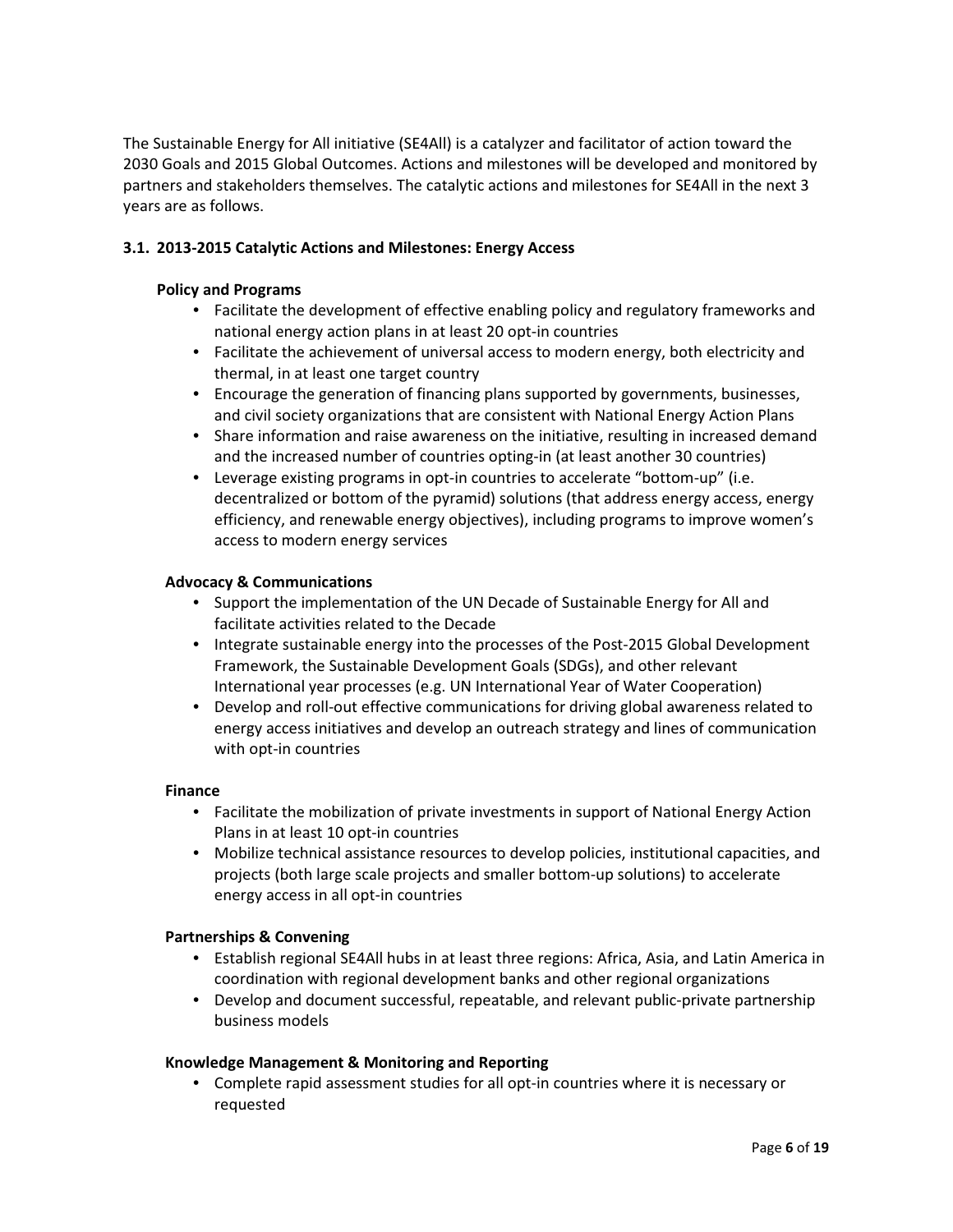The Sustainable Energy for All initiative (SE4All) is a catalyzer and facilitator of action toward the 2030 Goals and 2015 Global Outcomes. Actions and milestones will be developed and monitored by partners and stakeholders themselves. The catalytic actions and milestones for SE4All in the next 3 years are as follows.

### 3.1. 2013-2015 Catalytic Actions and Milestones: Energy Access

**Policy and Programs**

- Facilitate the development of effective enabling policy and regulatory frameworks and national energy action plans in at least 20 opt-in countries
- Facilitate the achievement of universal access to modern energy, both electricity and thermal, in at least one target country
- Encourage the generation of financing plans supported by governments, businesses, and civil society organizations that are consistent with National Energy Action Plans
- Share information and raise awareness on the initiative, resulting in increased demand and the increased number of countries opting-in (at least another 30 countries)
- Leverage existing programs in opt-in countries to accelerate "bottom-up" (i.e. decentralized or bottom of the pyramid) solutions (that address energy access, energy efficiency, and renewable energy objectives), including programs to improve women's access to modern energy services

**Advocacy & Communications**

- Support the implementation of the UN Decade of Sustainable Energy for All and facilitate activities related to the Decade
- Integrate sustainable energy into the processes of the Post-2015 Global Development Framework, the Sustainable Development Goals (SDGs), and other relevant International year processes (e.g. UN International Year of Water Cooperation)
- Develop and roll-out effective communications for driving global awareness related to energy access initiatives and develop an outreach strategy and lines of communication with opt-in countries

**Finance**

- Facilitate the mobilization of private investments in support of National Energy Action Plans in at least 10 opt-in countries
- Mobilize technical assistance resources to develop policies, institutional capacities, and projects (both large scale projects and smaller bottom-up solutions) to accelerate energy access in all opt-in countries

**Partnerships & Convening**

- Establish regional SE4All hubs in at least three regions: Africa, Asia, and Latin America in coordination with regional development banks and other regional organizations
- Develop and document successful, repeatable, and relevant public-private partnership business models

**Knowledge Management & Monitoring and Reporting**

- Complete rapid assessment studies for all opt-in countries where it is necessary or requested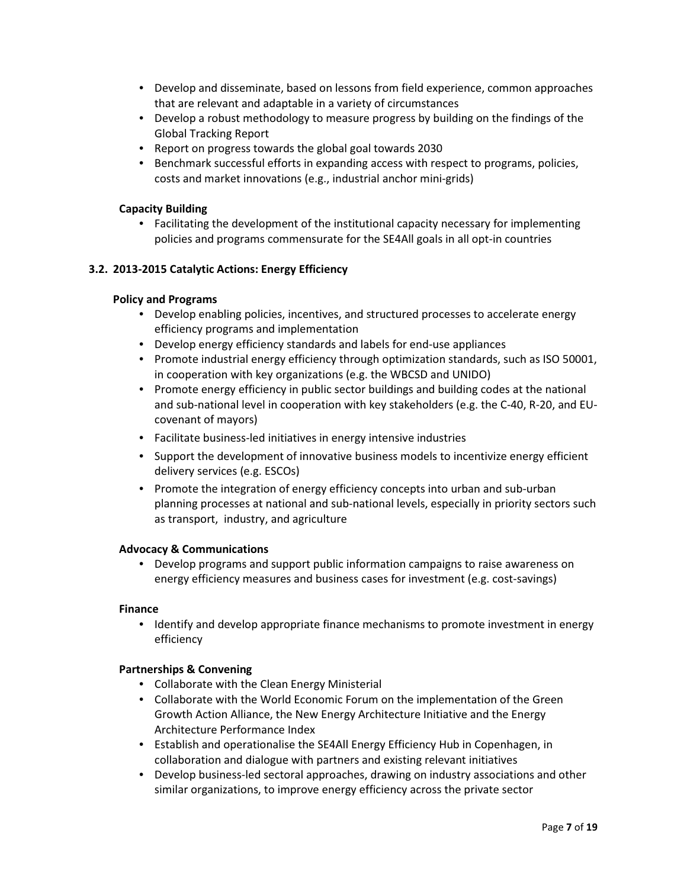- Develop and disseminate, based on lessons from field experience, common approaches that are relevant and adaptable in a variety of circumstances
- Develop a robust methodology to measure progress by building on the findings of the Global Tracking Report
- Report on progress towards the global goal towards 2030
- Benchmark successful efforts in expanding access with respect to programs, policies, costs and market innovations (e.g., industrial anchor mini-grids)

**Capacity Building**

- Facilitating the development of the institutional capacity necessary for implementing policies and programs commensurate for the SE4All goals in all opt-in countries

### 3.2. 2013-2015 Catalytic Actions: Energy Efficiency

**Policy and Programs**

- Develop enabling policies, incentives, and structured processes to accelerate energy efficiency programs and implementation
- Develop energy efficiency standards and labels for end-use appliances
- Promote industrial energy efficiency through optimization standards, such as ISO 50001, in cooperation with key organizations (e.g. the WBCSD and UNIDO)
- Promote energy efficiency in public sector buildings and building codes at the national and sub-national level in cooperation with key stakeholders (e.g. the C-40, R-20, and EU-covenant of mayors)
- Facilitate business-led initiatives in energy intensive industries
- Support the development of innovative business models to incentivize energy efficient delivery services (e.g. ESCOs)
- Promote the integration of energy efficiency concepts into urban and sub-urban planning processes at national and sub-national levels, especially in priority sectors such as transport, industry, and agriculture

**Advocacy & Communications**

- Develop programs and support public information campaigns to raise awareness on energy efficiency measures and business cases for investment (e.g. cost-savings)

**Finance**

- Identify and develop appropriate finance mechanisms to promote investment in energy efficiency

**Partnerships & Convening**

- Collaborate with the Clean Energy Ministerial
- Collaborate with the World Economic Forum on the implementation of the Green Growth Action Alliance, the New Energy Architecture Initiative and the Energy Architecture Performance Index
- Establish and operationalise the SE4All Energy Efficiency Hub in Copenhagen, in collaboration and dialogue with partners and existing relevant initiatives
- Develop business-led sectoral approaches, drawing on industry associations and other similar organizations, to improve energy efficiency across the private sector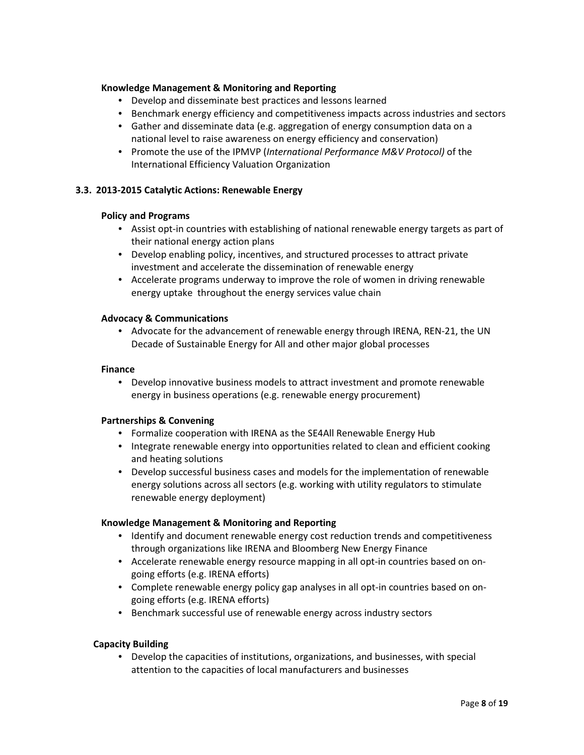**Knowledge Management & Monitoring and Reporting**

- Develop and disseminate best practices and lessons learned
- Benchmark energy efficiency and competitiveness impacts across industries and sectors
- Gather and disseminate data (e.g. aggregation of energy consumption data on a national level to raise awareness on energy efficiency and conservation)
- Promote the use of the IPMVP (*International Performance M&V Protocol)* of the International Efficiency Valuation Organization

### 3.3. 2013-2015 Catalytic Actions: Renewable Energy

**Policy and Programs**

- Assist opt-in countries with establishing of national renewable energy targets as part of their national energy action plans
- Develop enabling policy, incentives, and structured processes to attract private investment and accelerate the dissemination of renewable energy
- Accelerate programs underway to improve the role of women in driving renewable energy uptake throughout the energy services value chain

**Advocacy & Communications**

- Advocate for the advancement of renewable energy through IRENA, REN-21, the UN Decade of Sustainable Energy for All and other major global processes

**Finance**

- Develop innovative business models to attract investment and promote renewable energy in business operations (e.g. renewable energy procurement)

**Partnerships & Convening**

- Formalize cooperation with IRENA as the SE4All Renewable Energy Hub
- Integrate renewable energy into opportunities related to clean and efficient cooking and heating solutions
- Develop successful business cases and models for the implementation of renewable energy solutions across all sectors (e.g. working with utility regulators to stimulate renewable energy deployment)

**Knowledge Management & Monitoring and Reporting**

- Identify and document renewable energy cost reduction trends and competitiveness through organizations like IRENA and Bloomberg New Energy Finance
- Accelerate renewable energy resource mapping in all opt-in countries based on on-going efforts (e.g. IRENA efforts)
- Complete renewable energy policy gap analyses in all opt-in countries based on on-going efforts (e.g. IRENA efforts)
- Benchmark successful use of renewable energy across industry sectors

**Capacity Building**

- Develop the capacities of institutions, organizations, and businesses, with special attention to the capacities of local manufacturers and businesses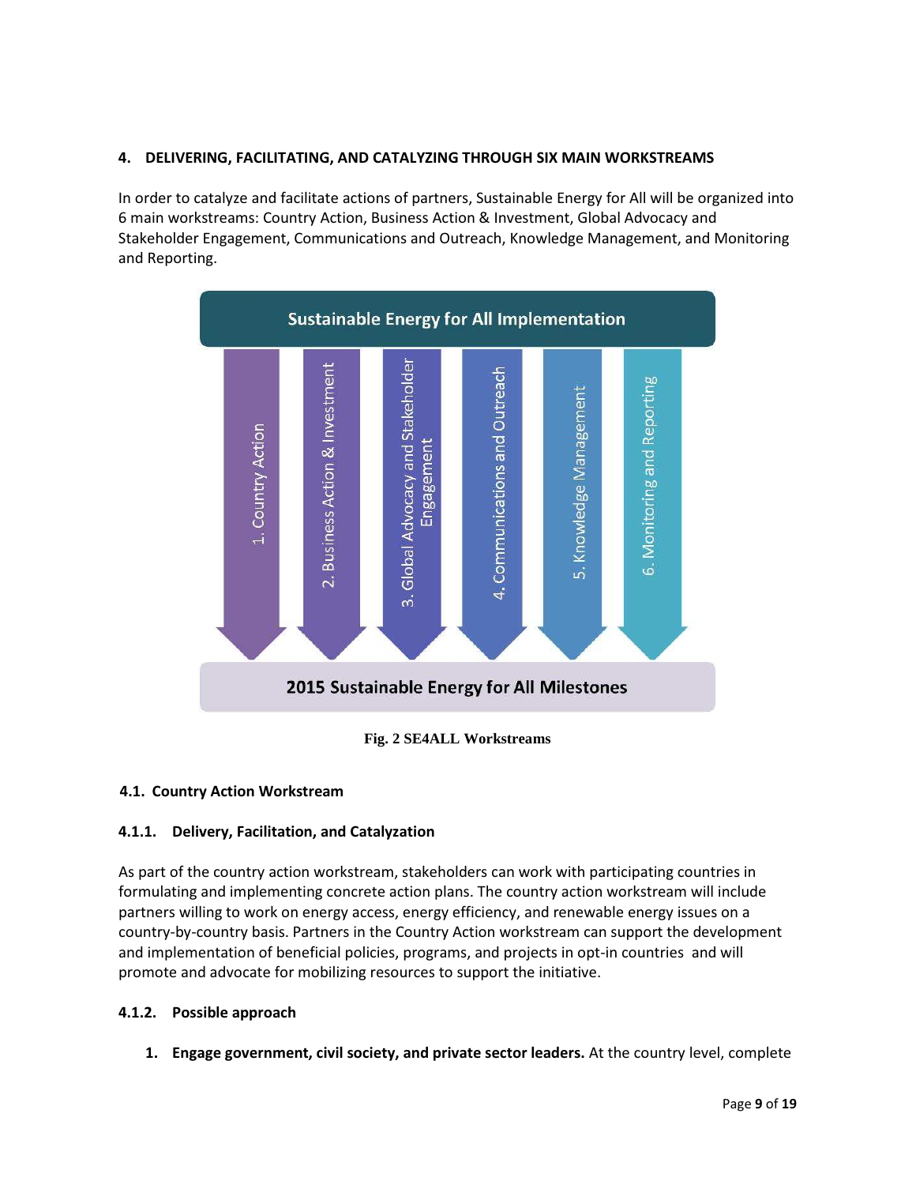## 4. DELIVERING, FACILITATING, AND CATALYZING THROUGH SIX MAIN WORKSTREAMS

In order to catalyze and facilitate actions of partners, Sustainable Energy for All will be organized into 6 main workstreams: Country Action, Business Action & Investment, Global Advocacy and Stakeholder Engagement, Communications and Outreach, Knowledge Management, and Monitoring and Reporting.

Sustainable Energy for All Implementation

1. Country Action
2. Business Action & Investment
3. Global Advocacy and Stakeholder Engagement
4. Communications and Outreach
5. Knowledge Management
6. Monitoring and Reporting

2015 Sustainable Energy for All Milestones

**Fig. 2 SE4ALL Workstreams**

### 4.1. Country Action Workstream

#### 4.1.1. Delivery, Facilitation, and Catalyzation

As part of the country action workstream, stakeholders can work with participating countries in formulating and implementing concrete action plans. The country action workstream will include partners willing to work on energy access, energy efficiency, and renewable energy issues on a country-by-country basis. Partners in the Country Action workstream can support the development and implementation of beneficial policies, programs, and projects in opt-in countries and will promote and advocate for mobilizing resources to support the initiative.

#### 4.1.2. Possible approach

1. **Engage government, civil society, and private sector leaders.** At the country level, complete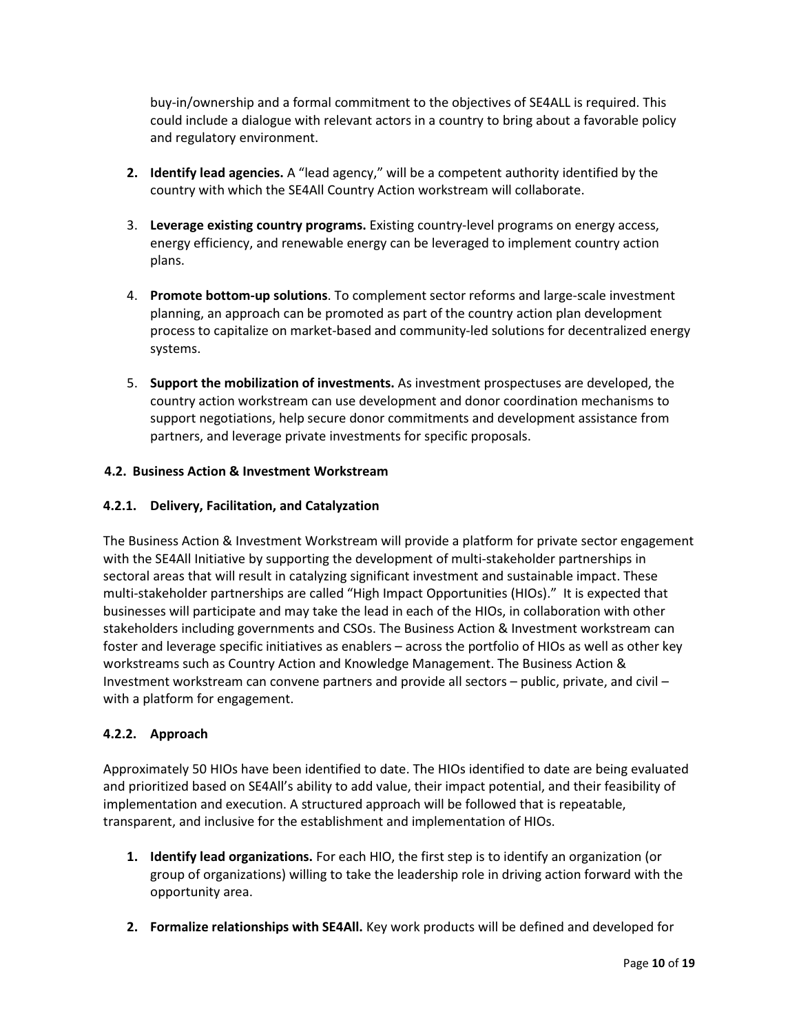buy-in/ownership and a formal commitment to the objectives of SE4ALL is required. This could include a dialogue with relevant actors in a country to bring about a favorable policy and regulatory environment.

2. **Identify lead agencies.** A "lead agency," will be a competent authority identified by the country with which the SE4All Country Action workstream will collaborate.

3. **Leverage existing country programs.** Existing country-level programs on energy access, energy efficiency, and renewable energy can be leveraged to implement country action plans.

4. **Promote bottom-up solutions**. To complement sector reforms and large-scale investment planning, an approach can be promoted as part of the country action plan development process to capitalize on market-based and community-led solutions for decentralized energy systems.

5. **Support the mobilization of investments.** As investment prospectuses are developed, the country action workstream can use development and donor coordination mechanisms to support negotiations, help secure donor commitments and development assistance from partners, and leverage private investments for specific proposals.

### 4.2. Business Action & Investment Workstream

#### 4.2.1. Delivery, Facilitation, and Catalyzation

The Business Action & Investment Workstream will provide a platform for private sector engagement with the SE4All Initiative by supporting the development of multi-stakeholder partnerships in sectoral areas that will result in catalyzing significant investment and sustainable impact. These multi-stakeholder partnerships are called "High Impact Opportunities (HIOs)." It is expected that businesses will participate and may take the lead in each of the HIOs, in collaboration with other stakeholders including governments and CSOs. The Business Action & Investment workstream can foster and leverage specific initiatives as enablers – across the portfolio of HIOs as well as other key workstreams such as Country Action and Knowledge Management. The Business Action & Investment workstream can convene partners and provide all sectors – public, private, and civil – with a platform for engagement.

#### 4.2.2. Approach

Approximately 50 HIOs have been identified to date. The HIOs identified to date are being evaluated and prioritized based on SE4All's ability to add value, their impact potential, and their feasibility of implementation and execution. A structured approach will be followed that is repeatable, transparent, and inclusive for the establishment and implementation of HIOs.

1. **Identify lead organizations.** For each HIO, the first step is to identify an organization (or group of organizations) willing to take the leadership role in driving action forward with the opportunity area.

2. **Formalize relationships with SE4All.** Key work products will be defined and developed for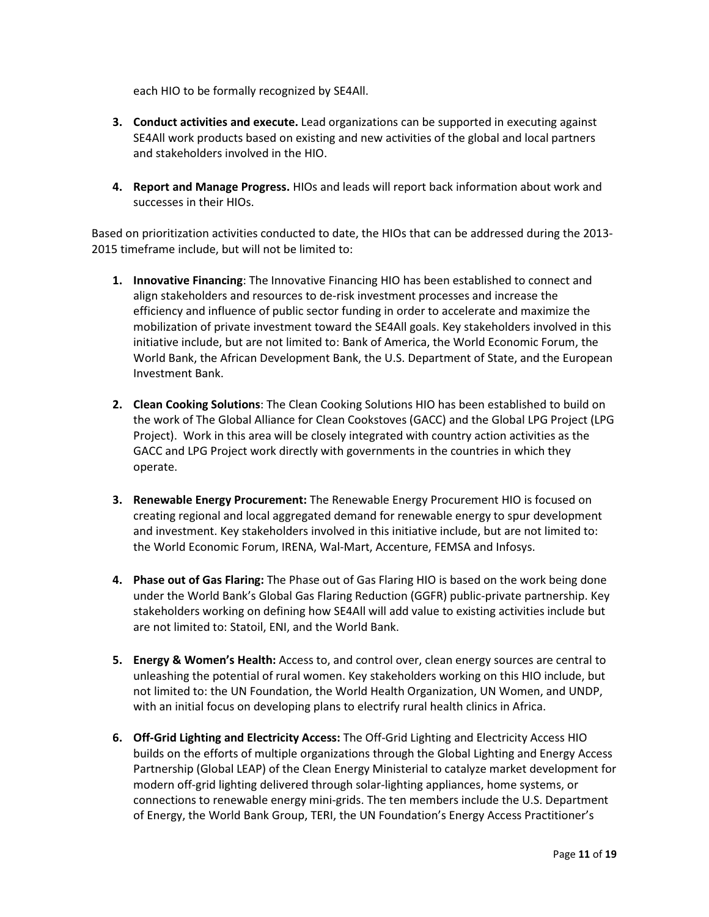each HIO to be formally recognized by SE4All.

3. **Conduct activities and execute.** Lead organizations can be supported in executing against SE4All work products based on existing and new activities of the global and local partners and stakeholders involved in the HIO.

4. **Report and Manage Progress.** HIOs and leads will report back information about work and successes in their HIOs.

Based on prioritization activities conducted to date, the HIOs that can be addressed during the 2013-2015 timeframe include, but will not be limited to:

1. **Innovative Financing**: The Innovative Financing HIO has been established to connect and align stakeholders and resources to de-risk investment processes and increase the efficiency and influence of public sector funding in order to accelerate and maximize the mobilization of private investment toward the SE4All goals. Key stakeholders involved in this initiative include, but are not limited to: Bank of America, the World Economic Forum, the World Bank, the African Development Bank, the U.S. Department of State, and the European Investment Bank.

2. **Clean Cooking Solutions**: The Clean Cooking Solutions HIO has been established to build on the work of The Global Alliance for Clean Cookstoves (GACC) and the Global LPG Project (LPG Project). Work in this area will be closely integrated with country action activities as the GACC and LPG Project work directly with governments in the countries in which they operate.

3. **Renewable Energy Procurement:** The Renewable Energy Procurement HIO is focused on creating regional and local aggregated demand for renewable energy to spur development and investment. Key stakeholders involved in this initiative include, but are not limited to: the World Economic Forum, IRENA, Wal-Mart, Accenture, FEMSA and Infosys.

4. **Phase out of Gas Flaring:** The Phase out of Gas Flaring HIO is based on the work being done under the World Bank's Global Gas Flaring Reduction (GGFR) public-private partnership. Key stakeholders working on defining how SE4All will add value to existing activities include but are not limited to: Statoil, ENI, and the World Bank.

5. **Energy & Women's Health:** Access to, and control over, clean energy sources are central to unleashing the potential of rural women. Key stakeholders working on this HIO include, but not limited to: the UN Foundation, the World Health Organization, UN Women, and UNDP, with an initial focus on developing plans to electrify rural health clinics in Africa.

6. **Off-Grid Lighting and Electricity Access:** The Off-Grid Lighting and Electricity Access HIO builds on the efforts of multiple organizations through the Global Lighting and Energy Access Partnership (Global LEAP) of the Clean Energy Ministerial to catalyze market development for modern off-grid lighting delivered through solar-lighting appliances, home systems, or connections to renewable energy mini-grids. The ten members include the U.S. Department of Energy, the World Bank Group, TERI, the UN Foundation's Energy Access Practitioner's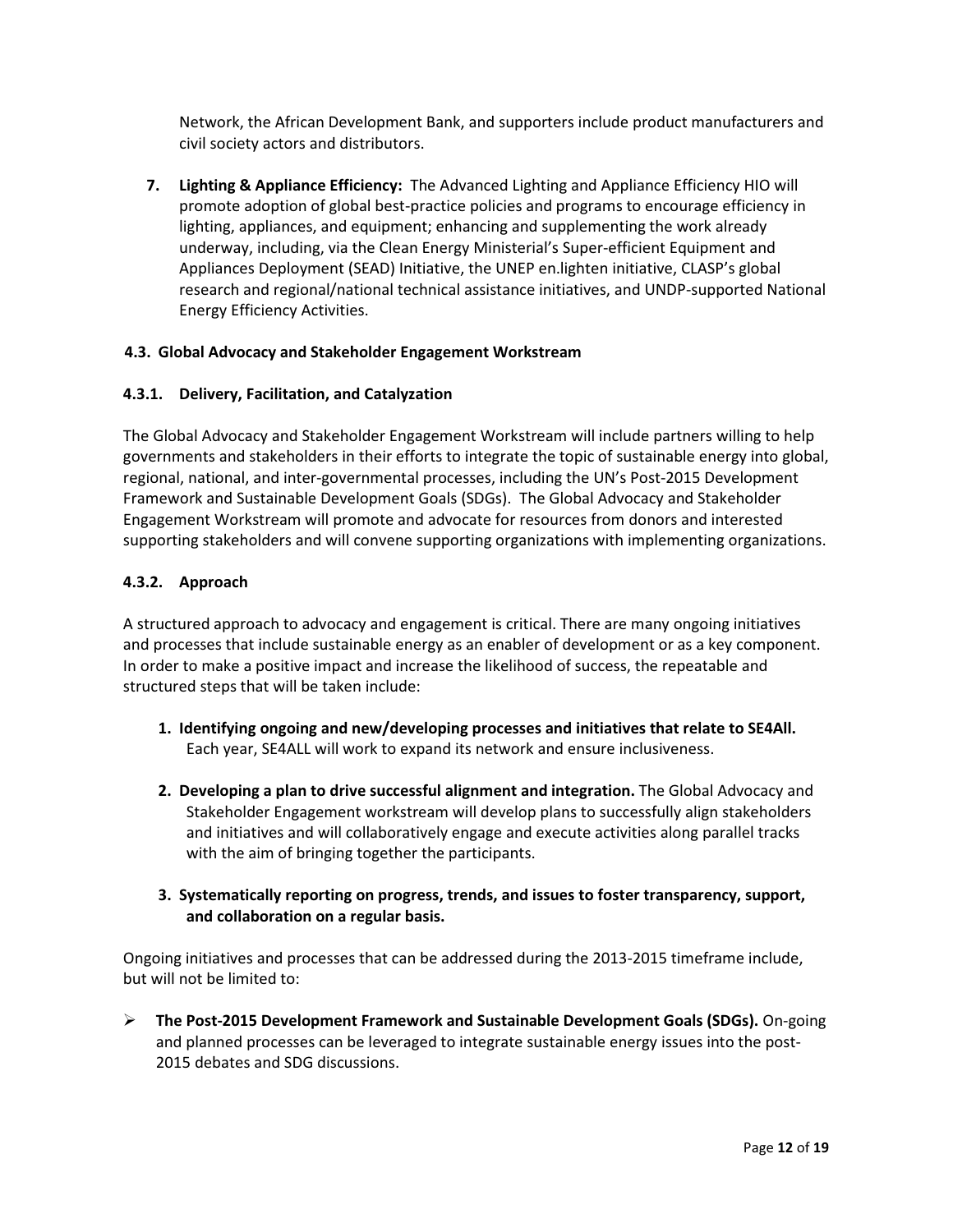Network, the African Development Bank, and supporters include product manufacturers and civil society actors and distributors.

7. **Lighting & Appliance Efficiency:** The Advanced Lighting and Appliance Efficiency HIO will promote adoption of global best-practice policies and programs to encourage efficiency in lighting, appliances, and equipment; enhancing and supplementing the work already underway, including, via the Clean Energy Ministerial's Super-efficient Equipment and Appliances Deployment (SEAD) Initiative, the UNEP en.lighten initiative, CLASP's global research and regional/national technical assistance initiatives, and UNDP-supported National Energy Efficiency Activities.

### 4.3. Global Advocacy and Stakeholder Engagement Workstream

#### 4.3.1. Delivery, Facilitation, and Catalyzation

The Global Advocacy and Stakeholder Engagement Workstream will include partners willing to help governments and stakeholders in their efforts to integrate the topic of sustainable energy into global, regional, national, and inter-governmental processes, including the UN's Post-2015 Development Framework and Sustainable Development Goals (SDGs). The Global Advocacy and Stakeholder Engagement Workstream will promote and advocate for resources from donors and interested supporting stakeholders and will convene supporting organizations with implementing organizations.

#### 4.3.2. Approach

A structured approach to advocacy and engagement is critical. There are many ongoing initiatives and processes that include sustainable energy as an enabler of development or as a key component. In order to make a positive impact and increase the likelihood of success, the repeatable and structured steps that will be taken include:

1. **Identifying ongoing and new/developing processes and initiatives that relate to SE4All.** Each year, SE4ALL will work to expand its network and ensure inclusiveness.

2. **Developing a plan to drive successful alignment and integration.** The Global Advocacy and Stakeholder Engagement workstream will develop plans to successfully align stakeholders and initiatives and will collaboratively engage and execute activities along parallel tracks with the aim of bringing together the participants.

3. **Systematically reporting on progress, trends, and issues to foster transparency, support, and collaboration on a regular basis.**

Ongoing initiatives and processes that can be addressed during the 2013-2015 timeframe include, but will not be limited to:

- **The Post-2015 Development Framework and Sustainable Development Goals (SDGs).** On-going and planned processes can be leveraged to integrate sustainable energy issues into the post-2015 debates and SDG discussions.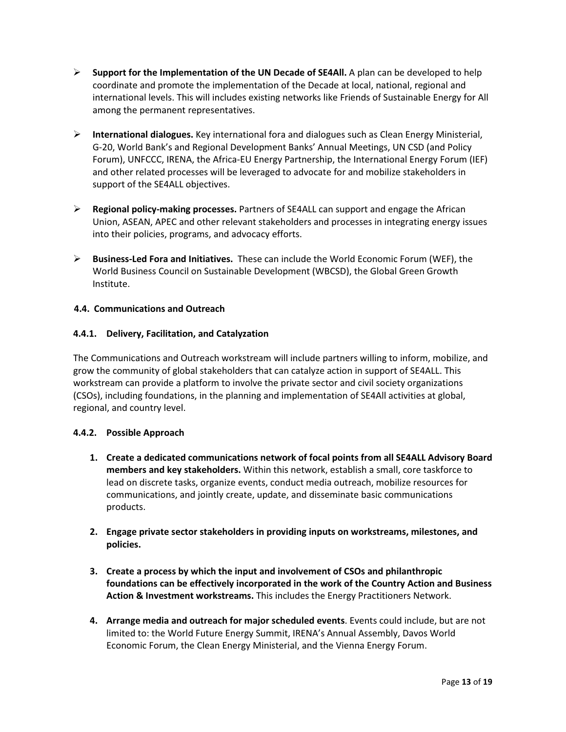- **Support for the Implementation of the UN Decade of SE4All.** A plan can be developed to help coordinate and promote the implementation of the Decade at local, national, regional and international levels. This will includes existing networks like Friends of Sustainable Energy for All among the permanent representatives.

- **International dialogues.** Key international fora and dialogues such as Clean Energy Ministerial, G-20, World Bank's and Regional Development Banks' Annual Meetings, UN CSD (and Policy Forum), UNFCCC, IRENA, the Africa-EU Energy Partnership, the International Energy Forum (IEF) and other related processes will be leveraged to advocate for and mobilize stakeholders in support of the SE4ALL objectives.

- **Regional policy-making processes.** Partners of SE4ALL can support and engage the African Union, ASEAN, APEC and other relevant stakeholders and processes in integrating energy issues into their policies, programs, and advocacy efforts.

- **Business-Led Fora and Initiatives.** These can include the World Economic Forum (WEF), the World Business Council on Sustainable Development (WBCSD), the Global Green Growth Institute.

### 4.4. Communications and Outreach

#### 4.4.1. Delivery, Facilitation, and Catalyzation

The Communications and Outreach workstream will include partners willing to inform, mobilize, and grow the community of global stakeholders that can catalyze action in support of SE4ALL. This workstream can provide a platform to involve the private sector and civil society organizations (CSOs), including foundations, in the planning and implementation of SE4All activities at global, regional, and country level.

#### 4.4.2. Possible Approach

1. **Create a dedicated communications network of focal points from all SE4ALL Advisory Board members and key stakeholders.** Within this network, establish a small, core taskforce to lead on discrete tasks, organize events, conduct media outreach, mobilize resources for communications, and jointly create, update, and disseminate basic communications products.

2. **Engage private sector stakeholders in providing inputs on workstreams, milestones, and policies.**

3. **Create a process by which the input and involvement of CSOs and philanthropic foundations can be effectively incorporated in the work of the Country Action and Business Action & Investment workstreams.** This includes the Energy Practitioners Network.

4. **Arrange media and outreach for major scheduled events**. Events could include, but are not limited to: the World Future Energy Summit, IRENA's Annual Assembly, Davos World Economic Forum, the Clean Energy Ministerial, and the Vienna Energy Forum.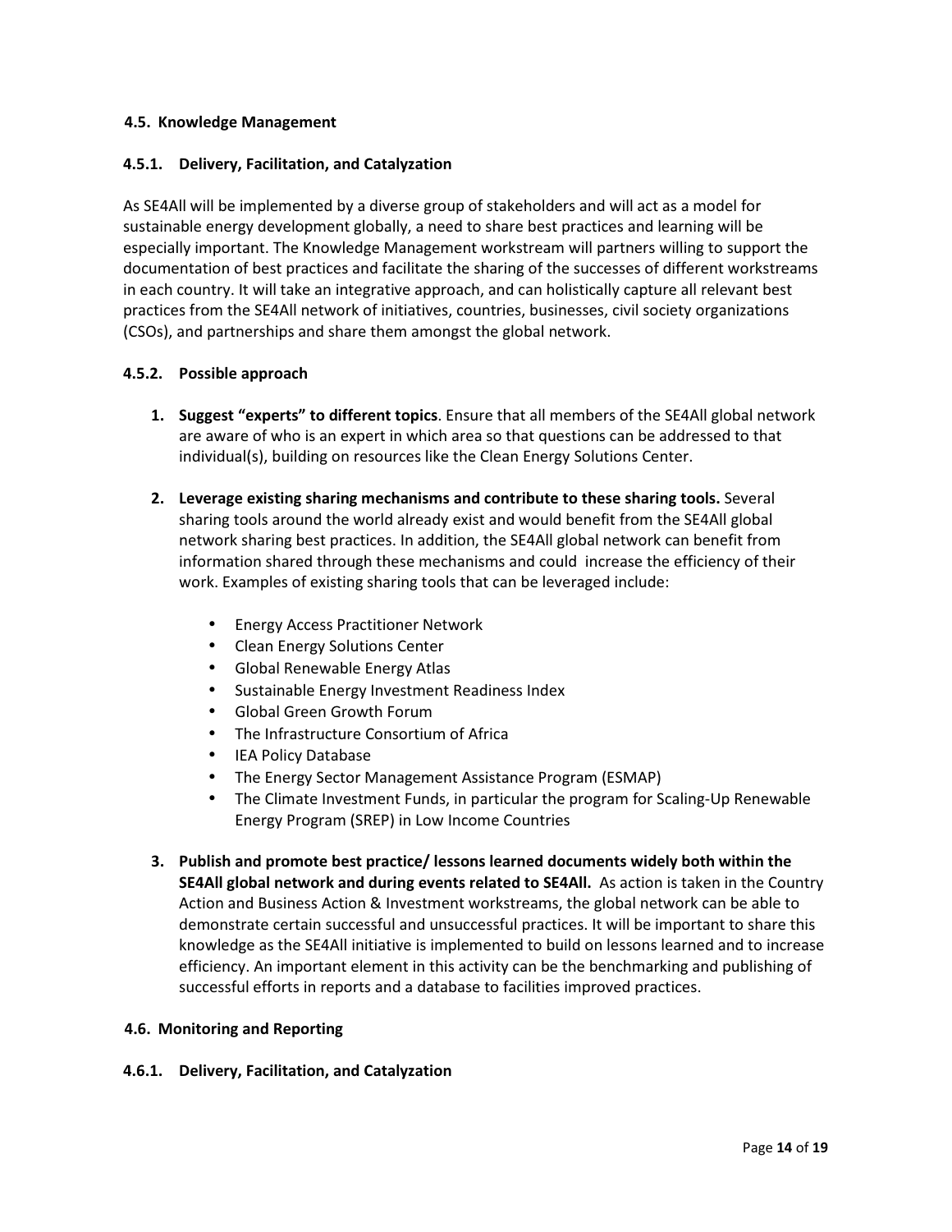### 4.5. Knowledge Management

#### 4.5.1. Delivery, Facilitation, and Catalyzation

As SE4All will be implemented by a diverse group of stakeholders and will act as a model for sustainable energy development globally, a need to share best practices and learning will be especially important. The Knowledge Management workstream will partners willing to support the documentation of best practices and facilitate the sharing of the successes of different workstreams in each country. It will take an integrative approach, and can holistically capture all relevant best practices from the SE4All network of initiatives, countries, businesses, civil society organizations (CSOs), and partnerships and share them amongst the global network.

#### 4.5.2. Possible approach

1. **Suggest "experts" to different topics**. Ensure that all members of the SE4All global network are aware of who is an expert in which area so that questions can be addressed to that individual(s), building on resources like the Clean Energy Solutions Center.

2. **Leverage existing sharing mechanisms and contribute to these sharing tools.** Several sharing tools around the world already exist and would benefit from the SE4All global network sharing best practices. In addition, the SE4All global network can benefit from information shared through these mechanisms and could increase the efficiency of their work. Examples of existing sharing tools that can be leveraged include:

   - Energy Access Practitioner Network
   - Clean Energy Solutions Center
   - Global Renewable Energy Atlas
   - Sustainable Energy Investment Readiness Index
   - Global Green Growth Forum
   - The Infrastructure Consortium of Africa
   - IEA Policy Database
   - The Energy Sector Management Assistance Program (ESMAP)
   - The Climate Investment Funds, in particular the program for Scaling-Up Renewable Energy Program (SREP) in Low Income Countries

3. **Publish and promote best practice/ lessons learned documents widely both within the SE4All global network and during events related to SE4All.** As action is taken in the Country Action and Business Action & Investment workstreams, the global network can be able to demonstrate certain successful and unsuccessful practices. It will be important to share this knowledge as the SE4All initiative is implemented to build on lessons learned and to increase efficiency. An important element in this activity can be the benchmarking and publishing of successful efforts in reports and a database to facilities improved practices.

### 4.6. Monitoring and Reporting

#### 4.6.1. Delivery, Facilitation, and Catalyzation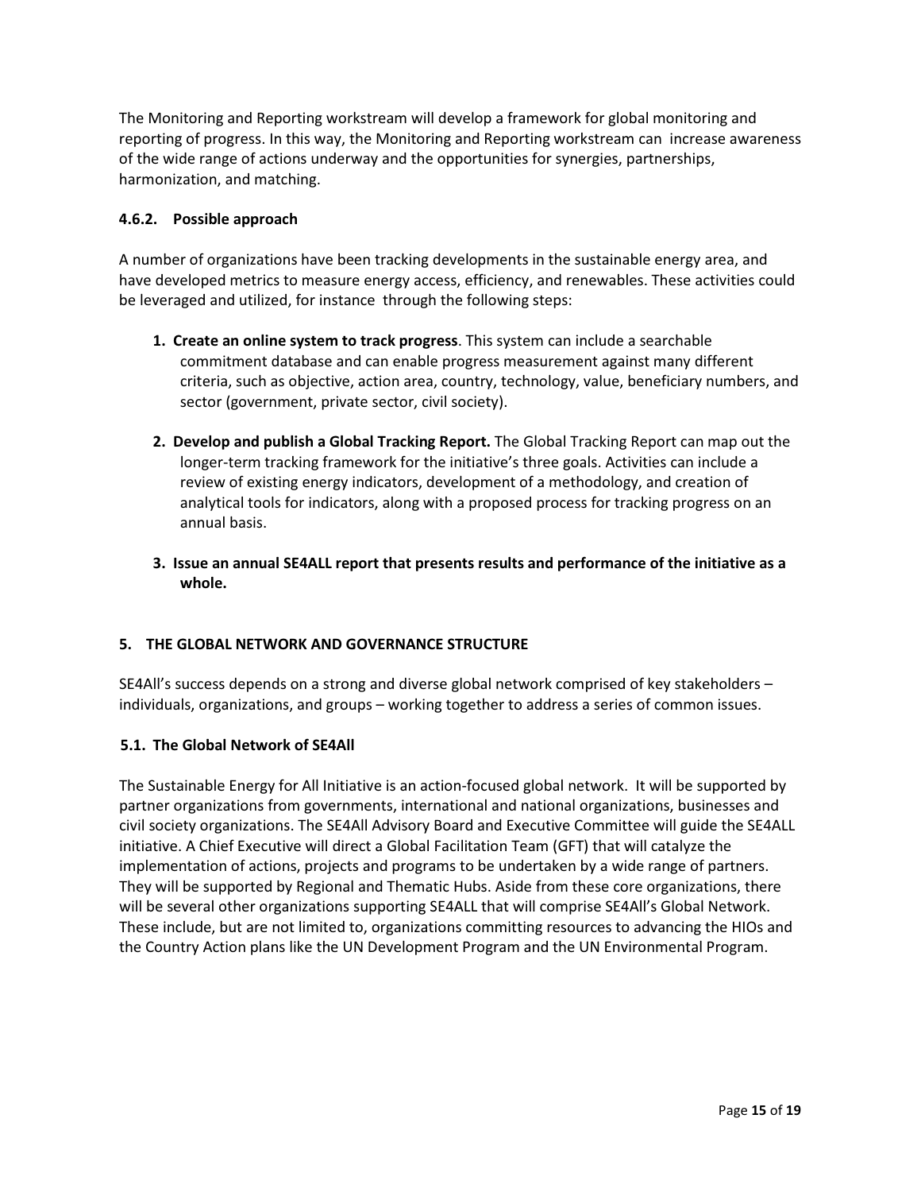The Monitoring and Reporting workstream will develop a framework for global monitoring and reporting of progress. In this way, the Monitoring and Reporting workstream can increase awareness of the wide range of actions underway and the opportunities for synergies, partnerships, harmonization, and matching.

#### 4.6.2. Possible approach

A number of organizations have been tracking developments in the sustainable energy area, and have developed metrics to measure energy access, efficiency, and renewables. These activities could be leveraged and utilized, for instance through the following steps:

1. **Create an online system to track progress**. This system can include a searchable commitment database and can enable progress measurement against many different criteria, such as objective, action area, country, technology, value, beneficiary numbers, and sector (government, private sector, civil society).

2. **Develop and publish a Global Tracking Report.** The Global Tracking Report can map out the longer-term tracking framework for the initiative's three goals. Activities can include a review of existing energy indicators, development of a methodology, and creation of analytical tools for indicators, along with a proposed process for tracking progress on an annual basis.

3. **Issue an annual SE4ALL report that presents results and performance of the initiative as a whole.**

## 5. THE GLOBAL NETWORK AND GOVERNANCE STRUCTURE

SE4All's success depends on a strong and diverse global network comprised of key stakeholders – individuals, organizations, and groups – working together to address a series of common issues.

### 5.1. The Global Network of SE4All

The Sustainable Energy for All Initiative is an action-focused global network. It will be supported by partner organizations from governments, international and national organizations, businesses and civil society organizations. The SE4All Advisory Board and Executive Committee will guide the SE4ALL initiative. A Chief Executive will direct a Global Facilitation Team (GFT) that will catalyze the implementation of actions, projects and programs to be undertaken by a wide range of partners. They will be supported by Regional and Thematic Hubs. Aside from these core organizations, there will be several other organizations supporting SE4ALL that will comprise SE4All's Global Network. These include, but are not limited to, organizations committing resources to advancing the HIOs and the Country Action plans like the UN Development Program and the UN Environmental Program.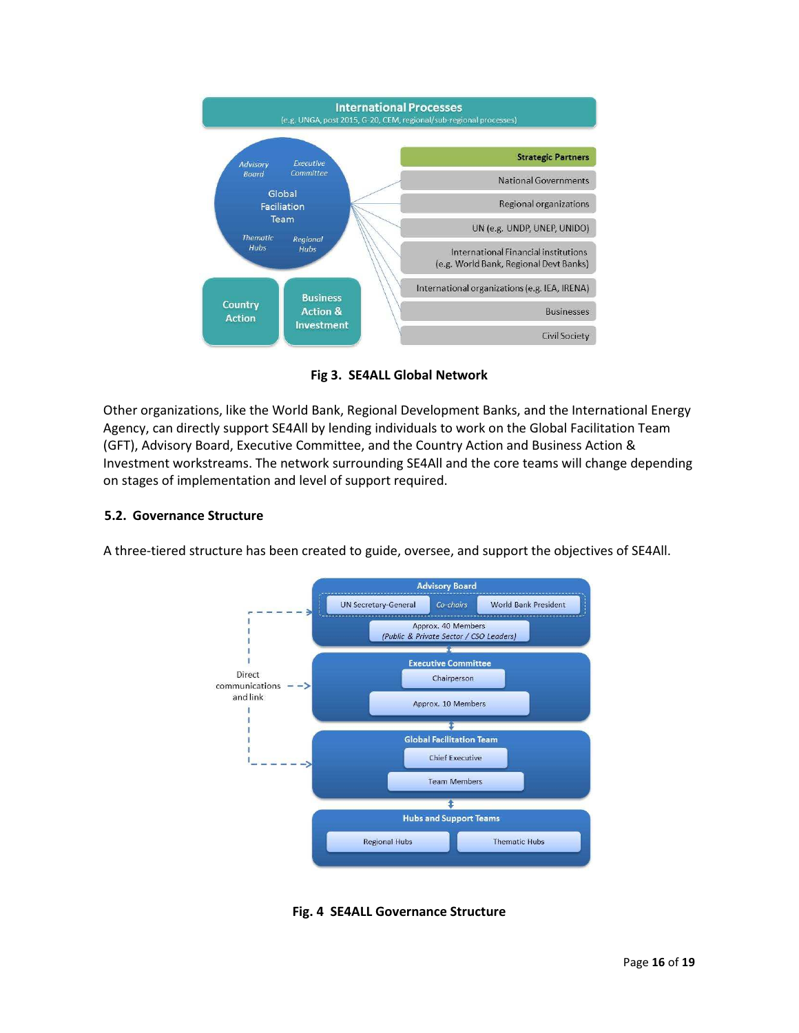International Processes
(e.g. UNGA, post 2015, G-20, CEM, regional/sub-regional processes)

Advisory Board | Executive Committee | Global Faciliation Team | Thematic Hubs | Regional Hubs

Country Action | Business Action & Investment

Strategic Partners
- National Governments
- Regional organizations
- UN (e.g. UNDP, UNEP, UNIDO)
- International Financial institutions (e.g. World Bank, Regional Devt Banks)
- International organizations (e.g. IEA, IRENA)
- Businesses
- Civil Society

**Fig 3. SE4ALL Global Network**

Other organizations, like the World Bank, Regional Development Banks, and the International Energy Agency, can directly support SE4All by lending individuals to work on the Global Facilitation Team (GFT), Advisory Board, Executive Committee, and the Country Action and Business Action & Investment workstreams. The network surrounding SE4All and the core teams will change depending on stages of implementation and level of support required.

### 5.2. Governance Structure

A three-tiered structure has been created to guide, oversee, and support the objectives of SE4All.

Advisory Board
- UN Secretary-General — *Co-chairs* — World Bank President
- Approx. 40 Members *(Public & Private Sector / CSO Leaders)*

Executive Committee
- Chairperson
- Approx. 10 Members

Global Facilitation Team
- Chief Executive
- Team Members

Hubs and Support Teams
- Regional Hubs
- Thematic Hubs

Direct communications and link

**Fig. 4 SE4ALL Governance Structure**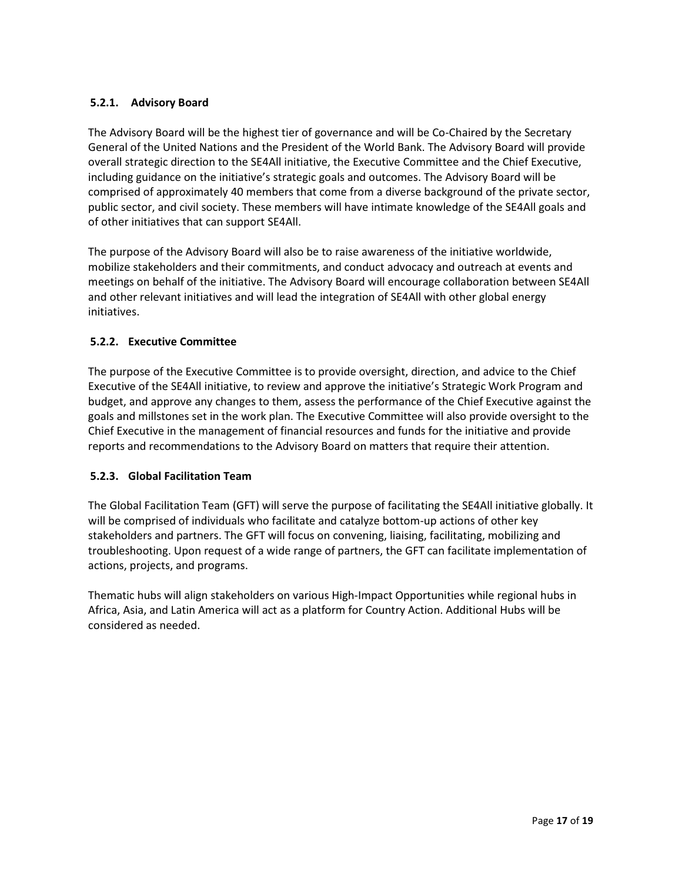### 5.2.1. Advisory Board

The Advisory Board will be the highest tier of governance and will be Co-Chaired by the Secretary General of the United Nations and the President of the World Bank. The Advisory Board will provide overall strategic direction to the SE4All initiative, the Executive Committee and the Chief Executive, including guidance on the initiative's strategic goals and outcomes. The Advisory Board will be comprised of approximately 40 members that come from a diverse background of the private sector, public sector, and civil society. These members will have intimate knowledge of the SE4All goals and of other initiatives that can support SE4All.

The purpose of the Advisory Board will also be to raise awareness of the initiative worldwide, mobilize stakeholders and their commitments, and conduct advocacy and outreach at events and meetings on behalf of the initiative. The Advisory Board will encourage collaboration between SE4All and other relevant initiatives and will lead the integration of SE4All with other global energy initiatives.

### 5.2.2. Executive Committee

The purpose of the Executive Committee is to provide oversight, direction, and advice to the Chief Executive of the SE4All initiative, to review and approve the initiative's Strategic Work Program and budget, and approve any changes to them, assess the performance of the Chief Executive against the goals and millstones set in the work plan. The Executive Committee will also provide oversight to the Chief Executive in the management of financial resources and funds for the initiative and provide reports and recommendations to the Advisory Board on matters that require their attention.

### 5.2.3. Global Facilitation Team

The Global Facilitation Team (GFT) will serve the purpose of facilitating the SE4All initiative globally. It will be comprised of individuals who facilitate and catalyze bottom-up actions of other key stakeholders and partners. The GFT will focus on convening, liaising, facilitating, mobilizing and troubleshooting. Upon request of a wide range of partners, the GFT can facilitate implementation of actions, projects, and programs.

Thematic hubs will align stakeholders on various High-Impact Opportunities while regional hubs in Africa, Asia, and Latin America will act as a platform for Country Action. Additional Hubs will be considered as needed.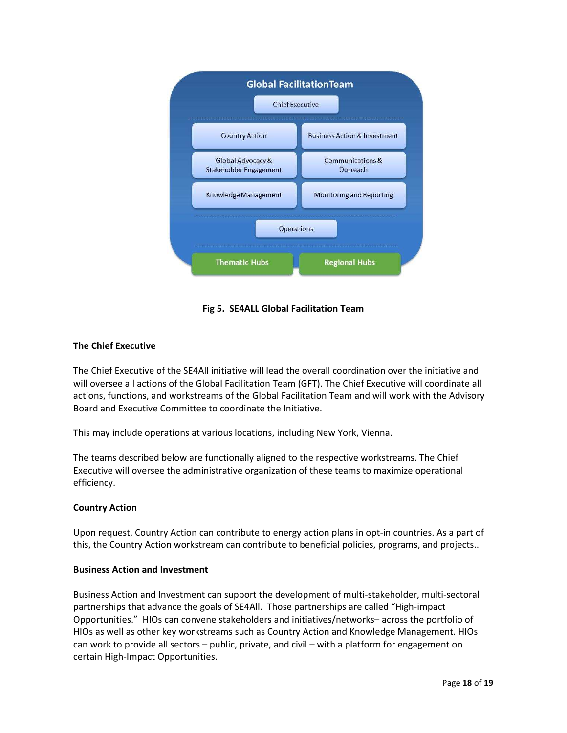Global FacilitationTeam

Chief Executive

Country Action | Business Action & Investment

Global Advocacy & Stakeholder Engagement | Communications & Outreach

Knowledge Management | Monitoring and Reporting

Operations

Thematic Hubs | Regional Hubs

**Fig 5. SE4ALL Global Facilitation Team**

**The Chief Executive**

The Chief Executive of the SE4All initiative will lead the overall coordination over the initiative and will oversee all actions of the Global Facilitation Team (GFT). The Chief Executive will coordinate all actions, functions, and workstreams of the Global Facilitation Team and will work with the Advisory Board and Executive Committee to coordinate the Initiative.

This may include operations at various locations, including New York, Vienna.

The teams described below are functionally aligned to the respective workstreams. The Chief Executive will oversee the administrative organization of these teams to maximize operational efficiency.

**Country Action**

Upon request, Country Action can contribute to energy action plans in opt-in countries. As a part of this, the Country Action workstream can contribute to beneficial policies, programs, and projects..

**Business Action and Investment**

Business Action and Investment can support the development of multi-stakeholder, multi-sectoral partnerships that advance the goals of SE4All. Those partnerships are called "High-impact Opportunities." HIOs can convene stakeholders and initiatives/networks– across the portfolio of HIOs as well as other key workstreams such as Country Action and Knowledge Management. HIOs can work to provide all sectors – public, private, and civil – with a platform for engagement on certain High-Impact Opportunities.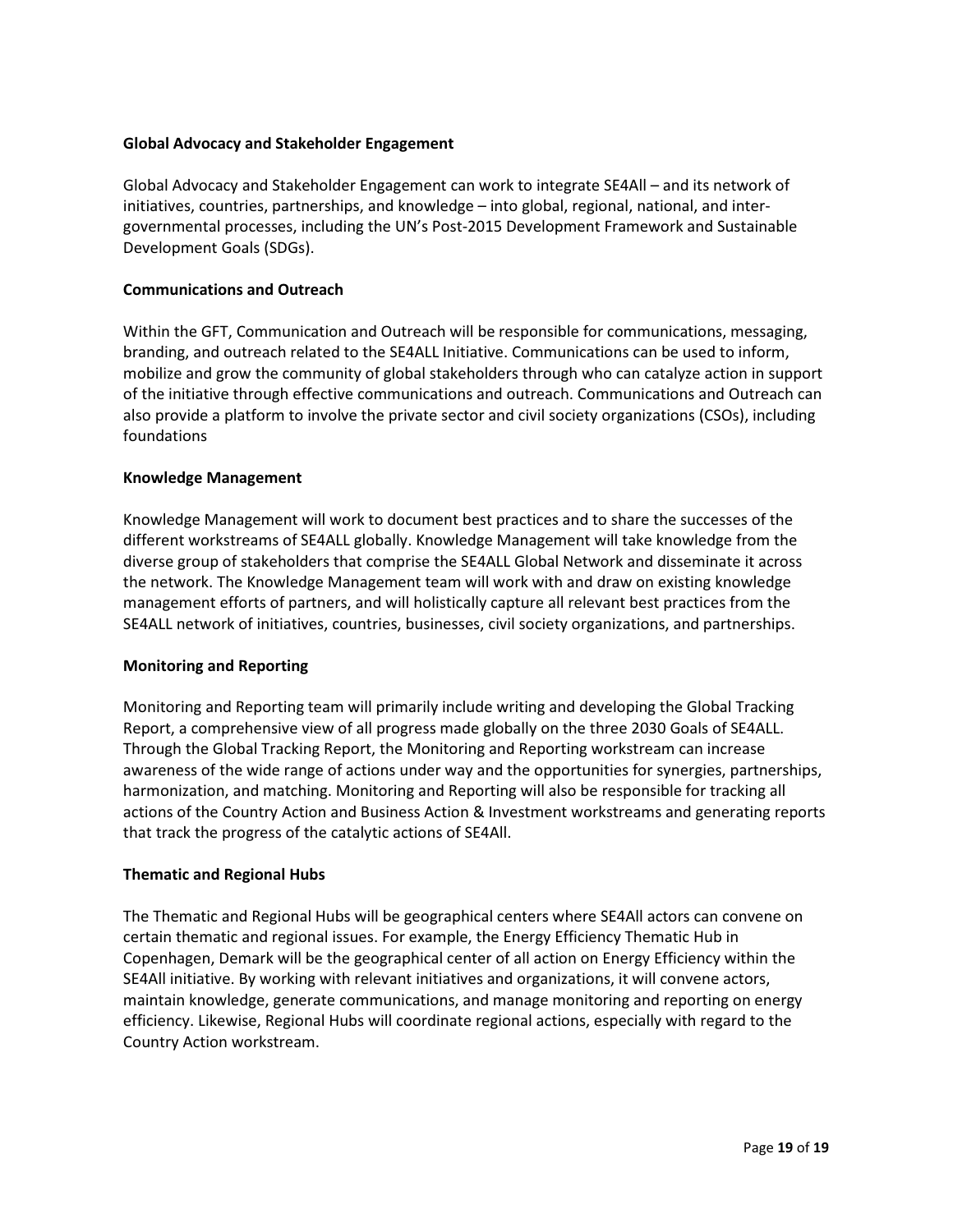**Global Advocacy and Stakeholder Engagement**

Global Advocacy and Stakeholder Engagement can work to integrate SE4All – and its network of initiatives, countries, partnerships, and knowledge – into global, regional, national, and inter-governmental processes, including the UN's Post-2015 Development Framework and Sustainable Development Goals (SDGs).

**Communications and Outreach**

Within the GFT, Communication and Outreach will be responsible for communications, messaging, branding, and outreach related to the SE4ALL Initiative. Communications can be used to inform, mobilize and grow the community of global stakeholders through who can catalyze action in support of the initiative through effective communications and outreach. Communications and Outreach can also provide a platform to involve the private sector and civil society organizations (CSOs), including foundations

**Knowledge Management**

Knowledge Management will work to document best practices and to share the successes of the different workstreams of SE4ALL globally. Knowledge Management will take knowledge from the diverse group of stakeholders that comprise the SE4ALL Global Network and disseminate it across the network. The Knowledge Management team will work with and draw on existing knowledge management efforts of partners, and will holistically capture all relevant best practices from the SE4ALL network of initiatives, countries, businesses, civil society organizations, and partnerships.

**Monitoring and Reporting**

Monitoring and Reporting team will primarily include writing and developing the Global Tracking Report, a comprehensive view of all progress made globally on the three 2030 Goals of SE4ALL. Through the Global Tracking Report, the Monitoring and Reporting workstream can increase awareness of the wide range of actions under way and the opportunities for synergies, partnerships, harmonization, and matching. Monitoring and Reporting will also be responsible for tracking all actions of the Country Action and Business Action & Investment workstreams and generating reports that track the progress of the catalytic actions of SE4All.

**Thematic and Regional Hubs**

The Thematic and Regional Hubs will be geographical centers where SE4All actors can convene on certain thematic and regional issues. For example, the Energy Efficiency Thematic Hub in Copenhagen, Demark will be the geographical center of all action on Energy Efficiency within the SE4All initiative. By working with relevant initiatives and organizations, it will convene actors, maintain knowledge, generate communications, and manage monitoring and reporting on energy efficiency. Likewise, Regional Hubs will coordinate regional actions, especially with regard to the Country Action workstream.